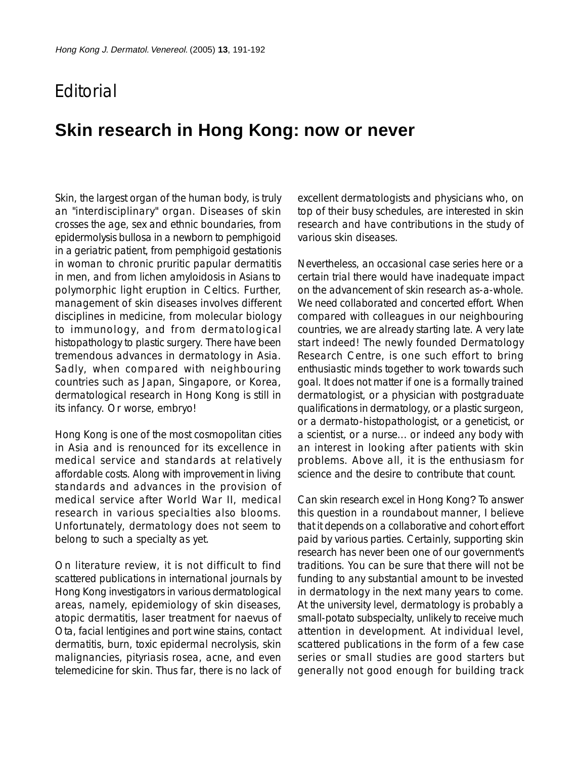Editorial

# Skin research in Hong Kong: now or never

Skin, the largest organ of the human body, is truly an "interdisciplinary" organ. Diseases of skin crosses the age, sex and ethnic boundaries, from epidermolysis bullosa in a newborn to pemphigoid in a geriatric patient, from pemphigoid gestationis in woman to chronic pruritic papular dermatitis in men, and from lichen amyloidosis in Asians to polymorphic light eruption in Celtics. Further, management of skin diseases involves different disciplines in medicine, from molecular biology to immunology, and from dermatological histopathology to plastic surgery. There have been tremendous advances in dermatology in Asia. Sadly, when compared with neighbouring countries such as Japan, Singapore, or Korea, dermatological research in Hong Kong is still in its infancy. Or worse, embryo!

Hong Kong is one of the most cosmopolitan cities in Asia and is renounced for its excellence in medical service and standards at relatively affordable costs. Along with improvement in living standards and advances in the provision of medical service after World War II, medical research in various specialties also blooms. Unfortunately, dermatology does not seem to belong to such a specialty as yet.

On literature review, it is not difficult to find scattered publications in international journals by Hong Kong investigators in various dermatological areas, namely, epidemiology of skin diseases, atopic dermatitis, laser treatment for naevus of Ota, facial lentigines and port wine stains, contact dermatitis, burn, toxic epidermal necrolysis, skin malignancies, pityriasis rosea, acne, and even telemedicine for skin. Thus far, there is no lack of excellent dermatologists and physicians who, on top of their busy schedules, are interested in skin research and have contributions in the study of various skin diseases.

Nevertheless, an occasional case series here or a certain trial there would have inadequate impact on the advancement of skin research as-a-whole. We need collaborated and concerted effort. When compared with colleagues in our neighbouring countries, we are already starting late. A very late start indeed! The newly founded Dermatology Research Centre, is one such effort to bring enthusiastic minds together to work towards such goal. It does not matter if one is a formally trained dermatologist, or a physician with postgraduate qualifications in dermatology, or a plastic surgeon, or a dermato-histopathologist, or a geneticist, or a scientist, or a nurse... or indeed any body with an interest in looking after patients with skin problems. Above all, it is the enthusiasm for science and the desire to contribute that count.

Can skin research excel in Hong Kong? To answer this question in a roundabout manner, I believe that it depends on a collaborative and cohort effort paid by various parties. Certainly, supporting skin research has never been one of our government's traditions. You can be sure that there will not be funding to any substantial amount to be invested in dermatology in the next many years to come. At the university level, dermatology is probably a small-potato subspecialty, unlikely to receive much attention in development. At individual level, scattered publications in the form of a few case series or small studies are good starters but generally not good enough for building track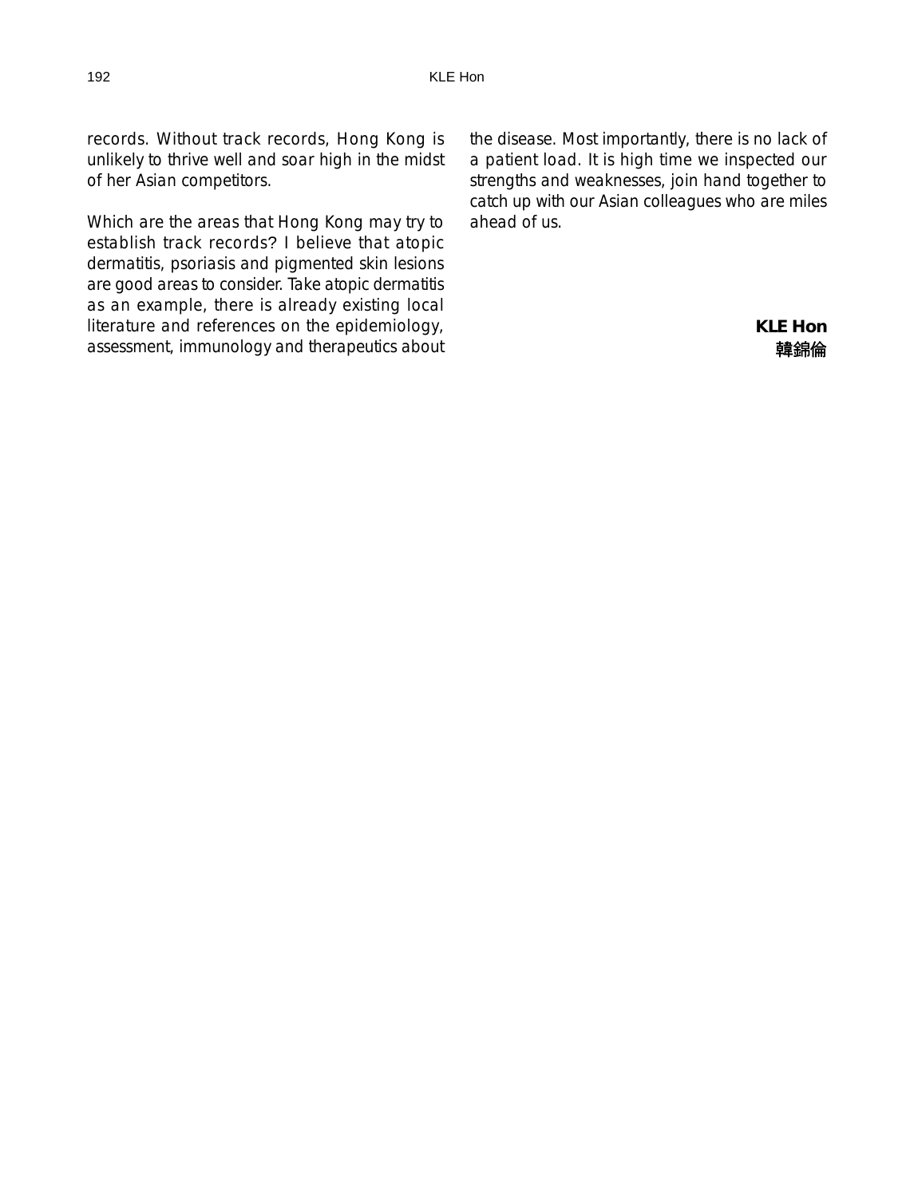records. Without track records, Hong Kong is unlikely to thrive well and soar high in the midst of her Asian competitors.

Which are the areas that Hong Kong may try to establish track records? I believe that atopic dermatitis, psoriasis and pigmented skin lesions are good areas to consider. Take atopic dermatitis as an example, there is already existing local literature and references on the epidemiology, assessment, immunology and therapeutics about the disease. Most importantly, there is no lack of a patient load. It is high time we inspected our strengths and weaknesses, join hand together to catch up with our Asian colleagues who are miles ahead of us.

**KLE Hon**
**韓錦倫**